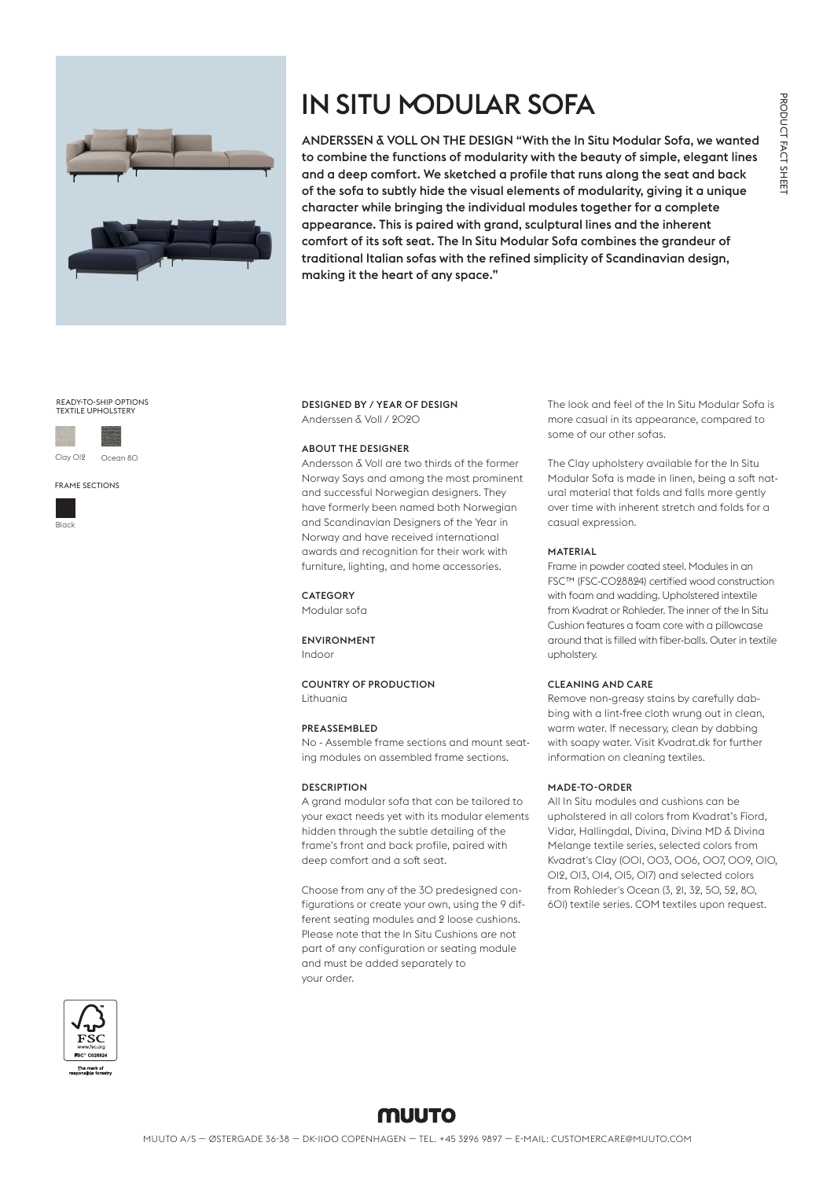# IN SITU MODULAR SOFA

**ANDERSSEN & VOLL ON THE DESIGN "With the In Situ Modular Sofa, we wanted to combine the functions of modularity with the beauty of simple, elegant lines and a deep comfort. We sketched a profile that runs along the seat and back of the sofa to subtly hide the visual elements of modularity, giving it a unique character while bringing the individual modules together for a complete appearance. This is paired with grand, sculptural lines and the inherent comfort of its soft seat. The In Situ Modular Sofa combines the grandeur of traditional Italian sofas with the refined simplicity of Scandinavian design, making it the heart of any space."**

READY-TO-SHIP OPTIONS
TEXTILE UPHOLSTERY

Clay 012 Ocean 80

FRAME SECTIONS

Black

### DESIGNED BY / YEAR OF DESIGN

Anderssen & Voll / 2020

### ABOUT THE DESIGNER

Andersson & Voll are two thirds of the former Norway Says and among the most prominent and successful Norwegian designers. They have formerly been named both Norwegian and Scandinavian Designers of the Year in Norway and have received international awards and recognition for their work with furniture, lighting, and home accessories.

### CATEGORY

Modular sofa

### ENVIRONMENT

Indoor

### COUNTRY OF PRODUCTION

Lithuania

### PREASSEMBLED

No - Assemble frame sections and mount seating modules on assembled frame sections.

### DESCRIPTION

A grand modular sofa that can be tailored to your exact needs yet with its modular elements hidden through the subtle detailing of the frame's front and back profile, paired with deep comfort and a soft seat.

Choose from any of the 30 predesigned configurations or create your own, using the 9 different seating modules and 2 loose cushions. Please note that the In Situ Cushions are not part of any configuration or seating module and must be added separately to your order.

The look and feel of the In Situ Modular Sofa is more casual in its appearance, compared to some of our other sofas.

The Clay upholstery available for the In Situ Modular Sofa is made in linen, being a soft natural material that folds and falls more gently over time with inherent stretch and folds for a casual expression.

### MATERIAL

Frame in powder coated steel. Modules in an FSC™ (FSC-C028824) certified wood construction with foam and wadding. Upholstered intextile from Kvadrat or Rohleder. The inner of the In Situ Cushion features a foam core with a pillowcase around that is filled with fiber-balls. Outer in textile upholstery.

### CLEANING AND CARE

Remove non-greasy stains by carefully dabbing with a lint-free cloth wrung out in clean, warm water. If necessary, clean by dabbing with soapy water. Visit Kvadrat.dk for further information on cleaning textiles.

### MADE-TO-ORDER

All In Situ modules and cushions can be upholstered in all colors from Kvadrat's Fiord, Vidar, Hallingdal, Divina, Divina MD & Divina Melange textile series, selected colors from Kvadrat's Clay (001, 003, 006, 007, 009, 010, 012, 013, 014, 015, 017) and selected colors from Rohleder's Ocean (3, 21, 32, 50, 52, 80, 601) textile series. COM textiles upon request.

FSC www.fsc.org FSC® C028824 The mark of responsible forestry

MUUTO A/S — ØSTERGADE 36-38 — DK-1100 COPENHAGEN — TEL. +45 3296 9897 — E-MAIL: CUSTOMERCARE@MUUTO.COM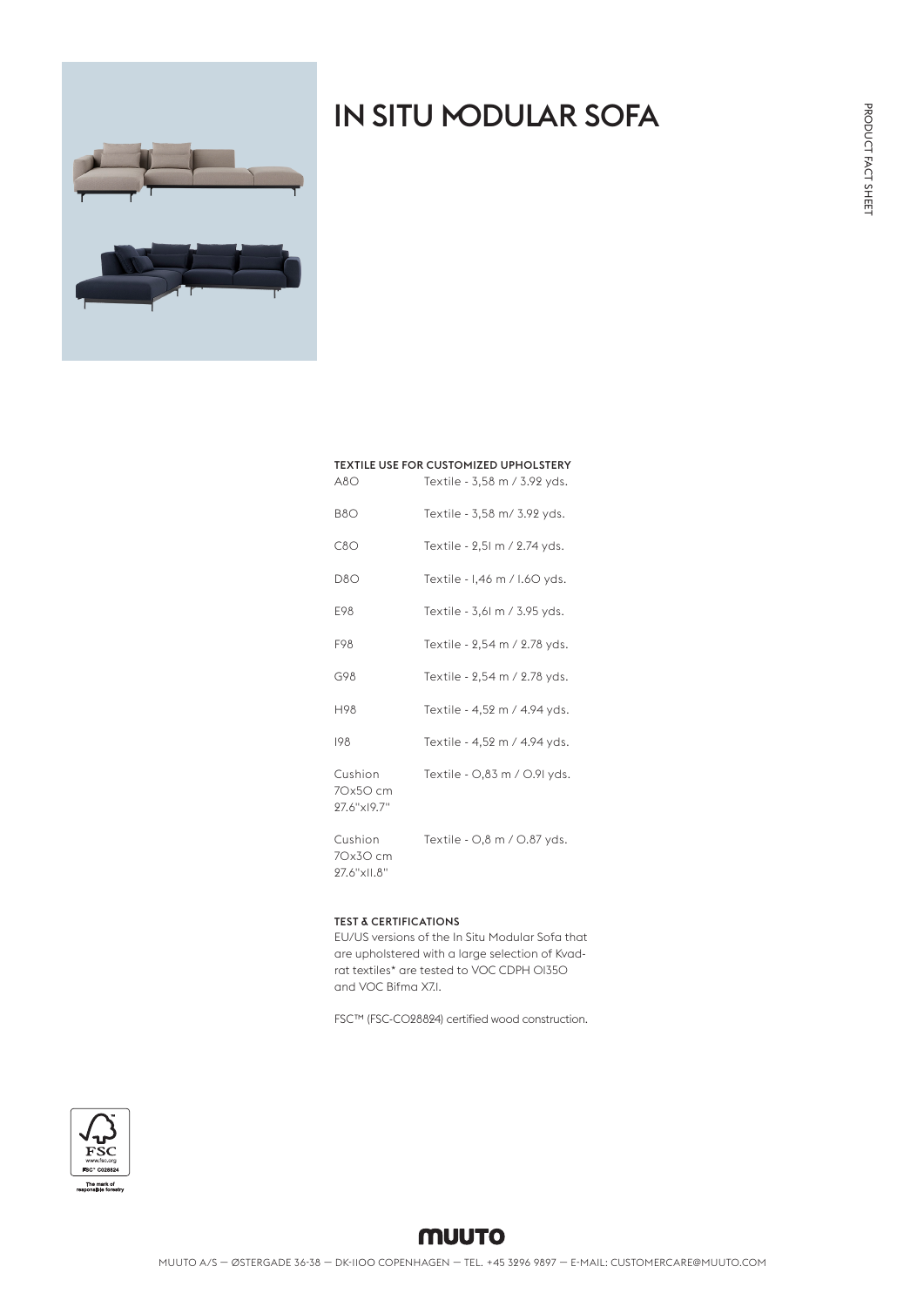# IN SITU MODULAR SOFA

### TEXTILE USE FOR CUSTOMIZED UPHOLSTERY

| | |
|---|---|
| A80 | Textile - 3,58 m / 3.92 yds. |
| B80 | Textile - 3,58 m/ 3.92 yds. |
| C80 | Textile - 2,51 m / 2.74 yds. |
| D80 | Textile - 1,46 m / 1.60 yds. |
| E98 | Textile - 3,61 m / 3.95 yds. |
| F98 | Textile - 2,54 m / 2.78 yds. |
| G98 | Textile - 2,54 m / 2.78 yds. |
| H98 | Textile - 4,52 m / 4.94 yds. |
| I98 | Textile - 4,52 m / 4.94 yds. |
| Cushion 70x50 cm 27.6"x19.7" | Textile - 0,83 m / 0.91 yds. |
| Cushion 70x30 cm 27.6"x11.8" | Textile - 0,8 m / 0.87 yds. |

### TEST & CERTIFICATIONS

EU/US versions of the In Situ Modular Sofa that are upholstered with a large selection of Kvadrat textiles* are tested to VOC CDPH 01350 and VOC Bifma X7.1.

FSC™ (FSC-C028824) certified wood construction.

FSC www.fsc.org FSC® C028824 The mark of responsible forestry

MUUTO A/S — ØSTERGADE 36-38 — DK-1100 COPENHAGEN — TEL. +45 3296 9897 — E-MAIL: CUSTOMERCARE@MUUTO.COM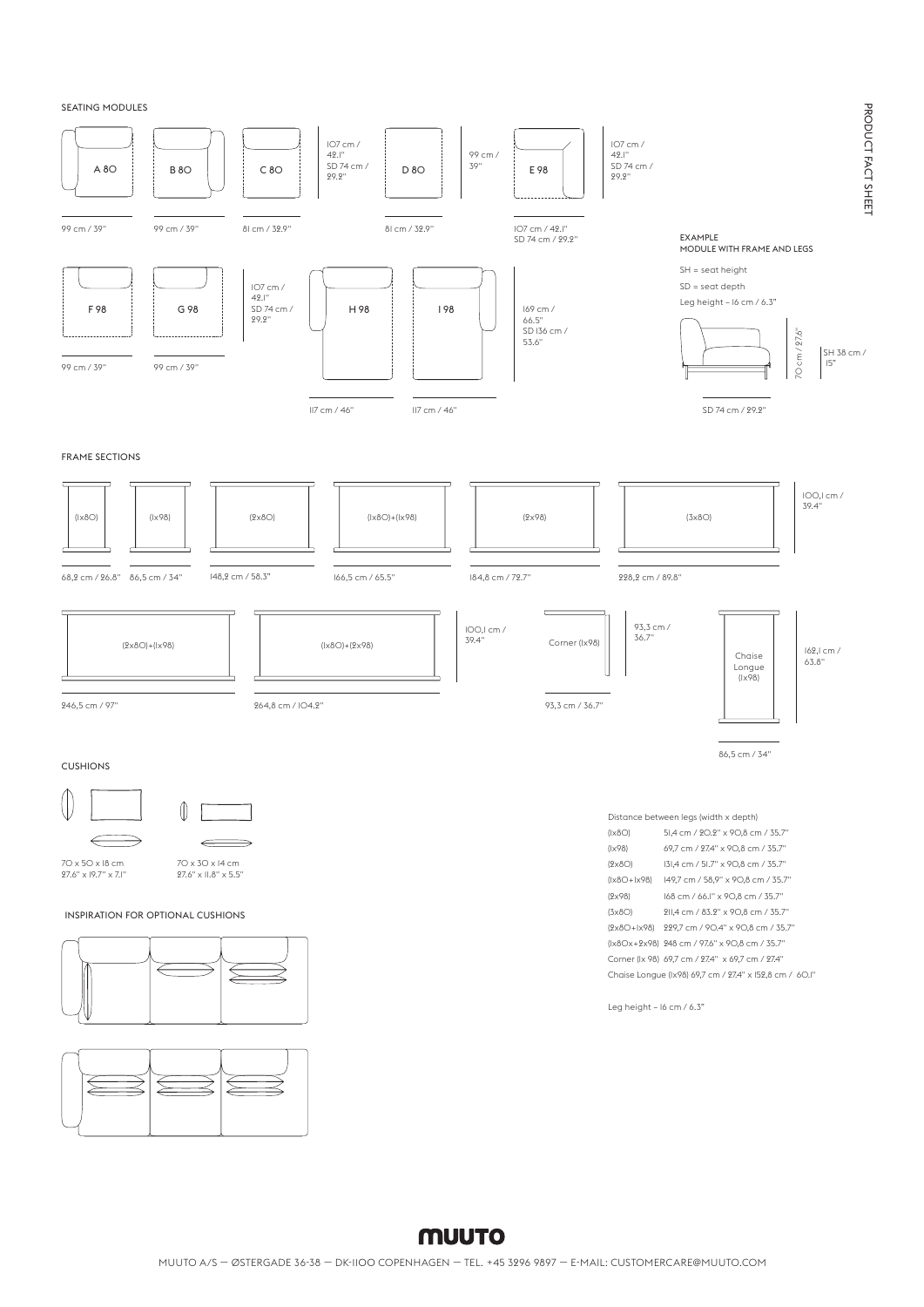## SEATING MODULES

A 8O — 99 cm / 39"

B 8O — 99 cm / 39"

C 8O — 81 cm / 32.9" — 1O7 cm / 42.1" SD 74 cm / 29.2"

D 8O — 81 cm / 32.9" — 99 cm / 39"

E 98 — 1O7 cm / 42.1" SD 74 cm / 29.2" — 1O7 cm / 42.1" SD 74 cm / 29.2"

F 98 — 99 cm / 39"

G 98 — 99 cm / 39" — 1O7 cm / 42.1" SD 74 cm / 29.2"

H 98 — 117 cm / 46"

I 98 — 117 cm / 46" — 169 cm / 66.5" SD 136 cm / 53.6"

### EXAMPLE MODULE WITH FRAME AND LEGS

SH = seat height

SD = seat depth

Leg height – 16 cm / 6.3"

7O cm / 27.6"

SH 38 cm / 15"

SD 74 cm / 29.2"

## FRAME SECTIONS

(1x8O) — 68,2 cm / 26.8"

(1x98) — 86,5 cm / 34"

(2x8O) — 148,2 cm / 58.3"

(1x8O)+(1x98) — 166,5 cm / 65.5"

(2x98) — 184,8 cm / 72.7"

(3x8O) — 228,2 cm / 89.8"

1OO,1 cm / 39.4"

(2x8O)+(1x98) — 246,5 cm / 97"

(1x8O)+(2x98) — 264,8 cm / 1O4.2"

1OO,1 cm / 39.4"

Corner (1x98) — 93,3 cm / 36.7" — 93,3 cm / 36.7"

Chaise Longue (1x98) — 86,5 cm / 34" — 162,1 cm / 63.8"

## CUSHIONS

7O x 5O x 18 cm
27.6" x 19.7" x 7.1"

7O x 3O x 14 cm
27.6" x 11.8" x 5.5"

## INSPIRATION FOR OPTIONAL CUSHIONS

Distance between legs (width x depth)

| | |
|---|---|
| (1x8O) | 51,4 cm / 2O.2" x 9O,8 cm / 35.7" |
| (1x98) | 69,7 cm / 27.4" x 9O,8 cm / 35.7" |
| (2x8O) | 131,4 cm / 51.7" x 9O,8 cm / 35.7" |
| (1x8O+1x98) | 149,7 cm / 58,9" x 9O,8 cm / 35.7" |
| (2x98) | 168 cm / 66.1" x 9O,8 cm / 35.7" |
| (3x8O) | 211,4 cm / 83.2" x 9O,8 cm / 35.7" |
| (2x8O+1x98) | 229,7 cm / 9O.4" x 9O,8 cm / 35.7" |
| (1x8Ox+2x98) | 248 cm / 97.6" x 9O,8 cm / 35.7" |
| Corner (1x 98) | 69,7 cm / 27.4" x 69,7 cm / 27.4" |
| Chaise Longue (1x98) | 69,7 cm / 27.4" x 152,8 cm / 6O.1" |

Leg height – 16 cm / 6.3"

MUUTO A/S — ØSTERGADE 36-38 — DK-11OO COPENHAGEN — TEL. +45 3296 9897 — E-MAIL: CUSTOMERCARE@MUUTO.COM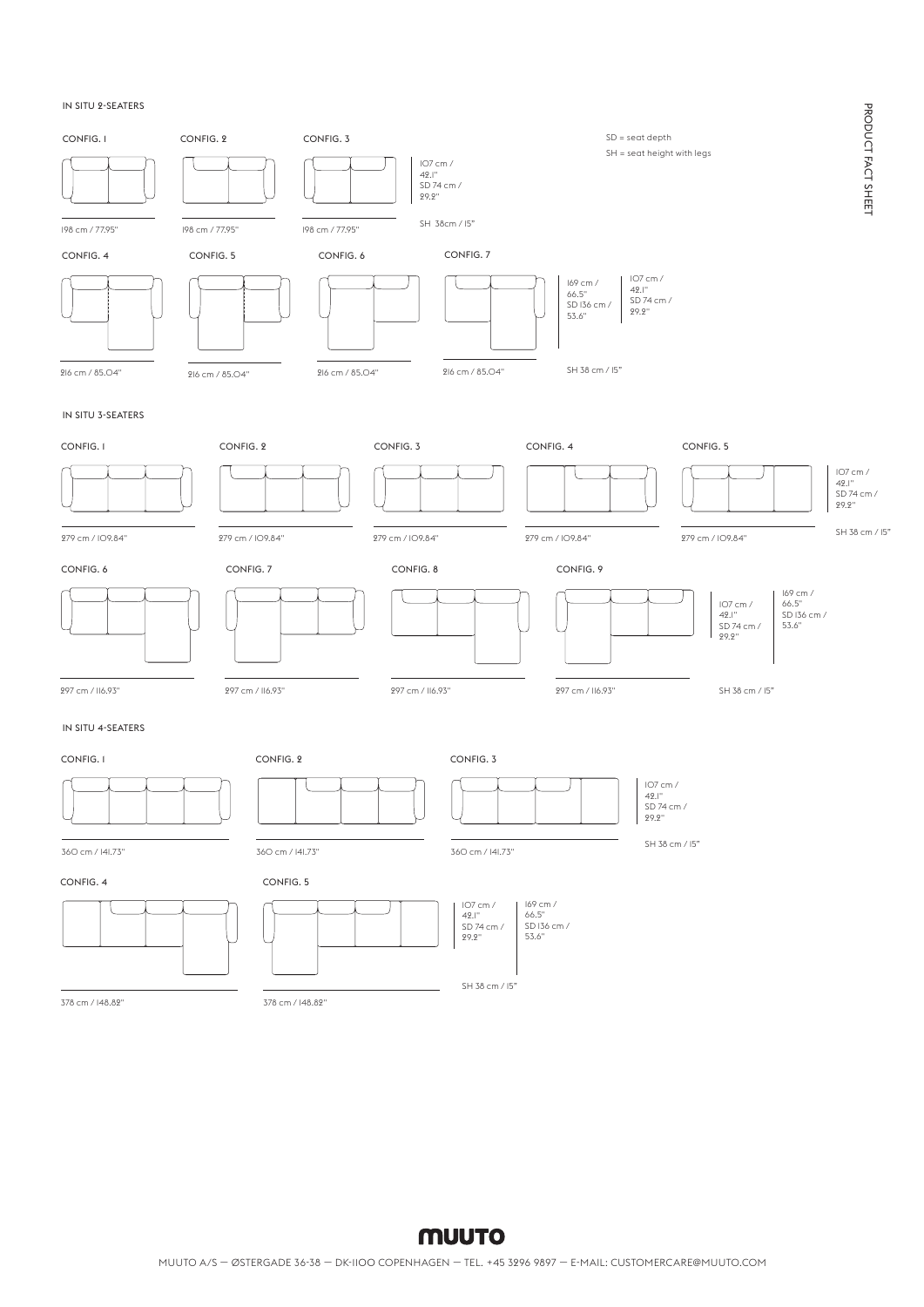## IN SITU 2-SEATERS

SD = seat depth

SH = seat height with legs

CONFIG. 1

198 cm / 77.95"

CONFIG. 2

198 cm / 77.95"

CONFIG. 3

198 cm / 77.95"

107 cm / 42.1"
SD 74 cm / 29.2"

SH 38cm / 15"

CONFIG. 4

216 cm / 85.04"

CONFIG. 5

216 cm / 85.04"

CONFIG. 6

216 cm / 85.04"

CONFIG. 7

216 cm / 85.04"

169 cm / 66.5"
SD 136 cm / 53.6"

107 cm / 42.1"
SD 74 cm / 29.2"

SH 38 cm / 15"

## IN SITU 3-SEATERS

CONFIG. 1

279 cm / 109.84"

CONFIG. 2

279 cm / 109.84"

CONFIG. 3

279 cm / 109.84"

CONFIG. 4

279 cm / 109.84"

CONFIG. 5

279 cm / 109.84"

107 cm / 42.1"
SD 74 cm / 29.2"

SH 38 cm / 15"

CONFIG. 6

297 cm / 116.93"

CONFIG. 7

297 cm / 116.93"

CONFIG. 8

297 cm / 116.93"

CONFIG. 9

297 cm / 116.93"

107 cm / 42.1"
SD 74 cm / 29.2"

169 cm / 66.5"
SD 136 cm / 53.6"

SH 38 cm / 15"

## IN SITU 4-SEATERS

CONFIG. 1

360 cm / 141.73"

CONFIG. 2

360 cm / 141.73"

CONFIG. 3

360 cm / 141.73"

107 cm / 42.1"
SD 74 cm / 29.2"

SH 38 cm / 15"

CONFIG. 4

378 cm / 148.82"

CONFIG. 5

378 cm / 148.82"

107 cm / 42.1"
SD 74 cm / 29.2"

169 cm / 66.5"
SD 136 cm / 53.6"

SH 38 cm / 15"

MUUTO

MUUTO A/S — ØSTERGADE 36-38 — DK-1100 COPENHAGEN — TEL. +45 3296 9897 — E-MAIL: CUSTOMERCARE@MUUTO.COM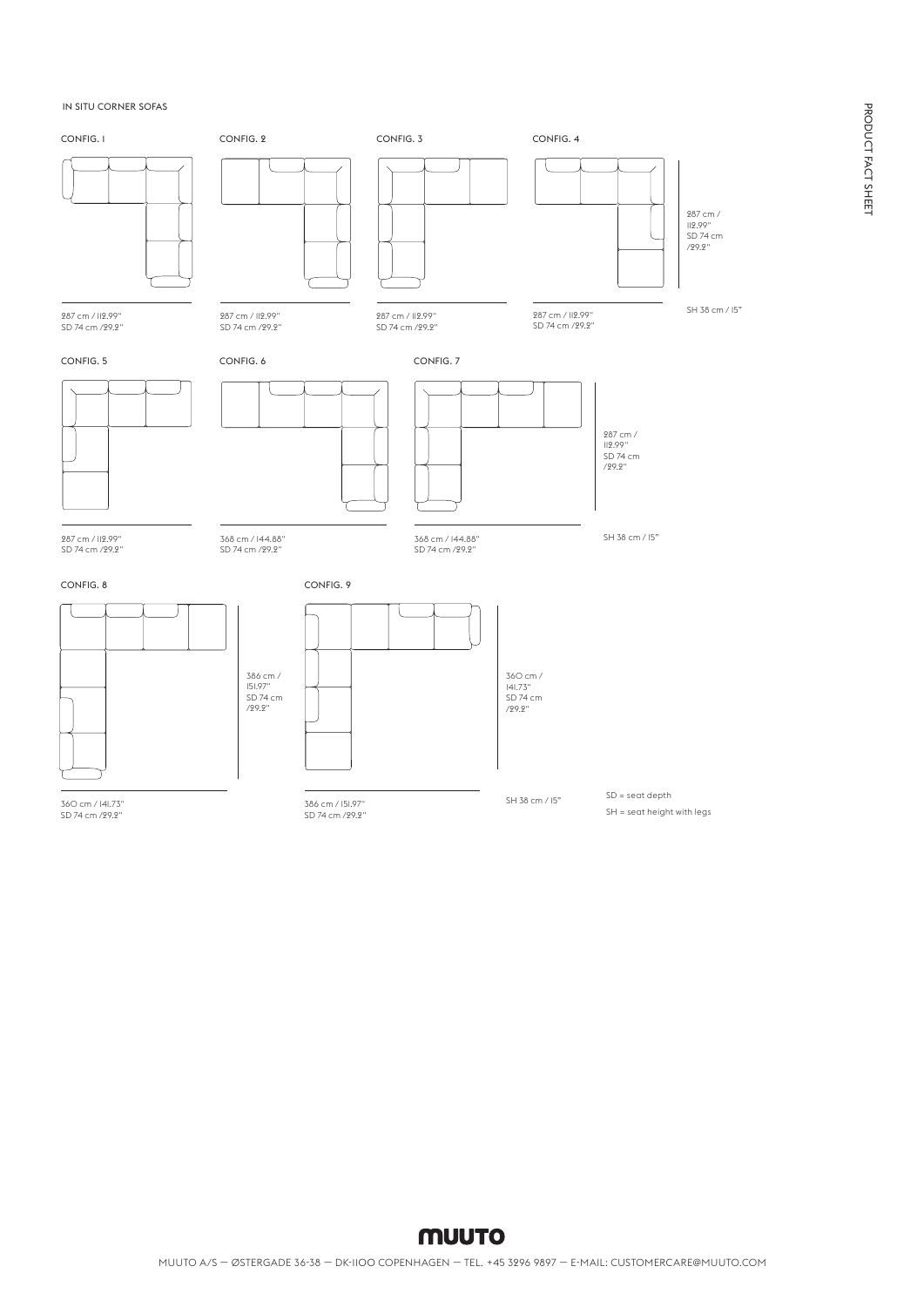IN SITU CORNER SOFAS

CONFIG. 1

287 cm / 112.99"
SD 74 cm /29.2"

CONFIG. 2

287 cm / 112.99"
SD 74 cm /29.2"

CONFIG. 3

287 cm / 112.99"
SD 74 cm /29.2"

CONFIG. 4

287 cm / 112.99"
SD 74 cm /29.2"

287 cm /
112.99"
SD 74 cm
/29.2"

SH 38 cm / 15"

CONFIG. 5

287 cm / 112.99"
SD 74 cm /29.2"

CONFIG. 6

368 cm / 144.88"
SD 74 cm /29.2"

CONFIG. 7

368 cm / 144.88"
SD 74 cm /29.2"

287 cm /
112.99"
SD 74 cm
/29.2"

SH 38 cm / 15"

CONFIG. 8

386 cm /
151.97"
SD 74 cm
/29.2"

360 cm / 141.73"
SD 74 cm /29.2"

CONFIG. 9

360 cm /
141.73"
SD 74 cm
/29.2"

386 cm / 151.97"
SD 74 cm /29.2"

SH 38 cm / 15"

SD = seat depth

SH = seat height with legs